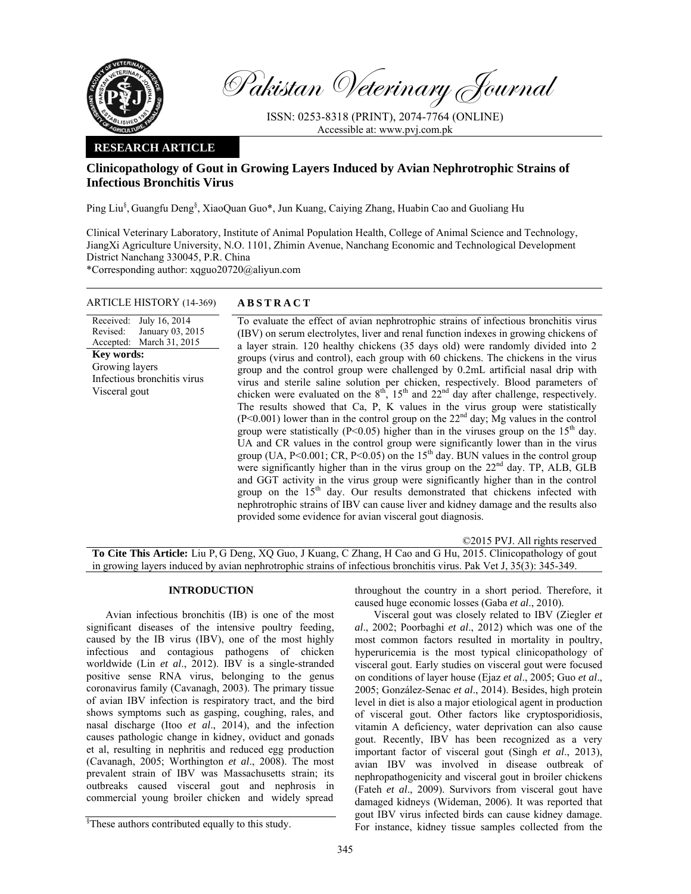Pakistan Veterinary Journal

ISSN: 0253-8318 (PRINT), 2074-7764 (ONLINE)
Accessible at: www.pvj.com.pk

**RESEARCH ARTICLE**

# Clinicopathology of Gout in Growing Layers Induced by Avian Nephrotrophic Strains of Infectious Bronchitis Virus

Ping Liu[§], Guangfu Deng[§], XiaoQuan Guo*, Jun Kuang, Caiying Zhang, Huabin Cao and Guoliang Hu

Clinical Veterinary Laboratory, Institute of Animal Population Health, College of Animal Science and Technology, JiangXi Agriculture University, N.O. 1101, Zhimin Avenue, Nanchang Economic and Technological Development District Nanchang 330045, P.R. China
*Corresponding author: xqguo20720@aliyun.com

**ARTICLE HISTORY** (14-369)

Received: July 16, 2014
Revised: January 03, 2015
Accepted: March 31, 2015

**Key words:**
Growing layers
Infectious bronchitis virus
Visceral gout

**A B S T R A C T**

To evaluate the effect of avian nephrotrophic strains of infectious bronchitis virus (IBV) on serum electrolytes, liver and renal function indexes in growing chickens of a layer strain. 120 healthy chickens (35 days old) were randomly divided into 2 groups (virus and control), each group with 60 chickens. The chickens in the virus group and the control group were challenged by 0.2mL artificial nasal drip with virus and sterile saline solution per chicken, respectively. Blood parameters of chicken were evaluated on the $8^{th}$, $15^{th}$ and $22^{nd}$ day after challenge, respectively. The results showed that Ca, P, K values in the virus group were statistically ($P<0.001$) lower than in the control group on the $22^{nd}$ day; Mg values in the control group were statistically ($P<0.05$) higher than in the viruses group on the $15^{th}$ day. UA and CR values in the control group were significantly lower than in the virus group (UA, $P<0.001$; CR, $P<0.05$) on the $15^{th}$ day. BUN values in the control group were significantly higher than in the virus group on the $22^{nd}$ day. TP, ALB, GLB and GGT activity in the virus group were significantly higher than in the control group on the $15^{th}$ day. Our results demonstrated that chickens infected with nephrotrophic strains of IBV can cause liver and kidney damage and the results also provided some evidence for avian visceral gout diagnosis.

©2015 PVJ. All rights reserved

**To Cite This Article:** Liu P, G Deng, XQ Guo, J Kuang, C Zhang, H Cao and G Hu, 2015. Clinicopathology of gout in growing layers induced by avian nephrotrophic strains of infectious bronchitis virus. Pak Vet J, 35(3): 345-349.

## INTRODUCTION

Avian infectious bronchitis (IB) is one of the most significant diseases of the intensive poultry feeding, caused by the IB virus (IBV), one of the most highly infectious and contagious pathogens of chicken worldwide (Lin *et al*., 2012). IBV is a single-stranded positive sense RNA virus, belonging to the genus coronavirus family (Cavanagh, 2003). The primary tissue of avian IBV infection is respiratory tract, and the bird shows symptoms such as gasping, coughing, rales, and nasal discharge (Itoo *et al*., 2014), and the infection causes pathologic change in kidney, oviduct and gonads et al, resulting in nephritis and reduced egg production (Cavanagh, 2005; Worthington *et al*., 2008). The most prevalent strain of IBV was Massachusetts strain; its outbreaks caused visceral gout and nephrosis in commercial young broiler chicken and widely spread throughout the country in a short period. Therefore, it caused huge economic losses (Gaba *et al*., 2010).

Visceral gout was closely related to IBV (Ziegler *et al*., 2002; Poorbaghi *et al*., 2012) which was one of the most common factors resulted in mortality in poultry, hyperuricemia is the most typical clinicopathology of visceral gout. Early studies on visceral gout were focused on conditions of layer house (Ejaz *et al*., 2005; Guo *et al*., 2005; González-Senac *et al*., 2014). Besides, high protein level in diet is also a major etiological agent in production of visceral gout. Other factors like cryptosporidiosis, vitamin A deficiency, water deprivation can also cause gout. Recently, IBV has been recognized as a very important factor of visceral gout (Singh *et al*., 2013), avian IBV was involved in disease outbreak of nephropathogenicity and visceral gout in broiler chickens (Fateh *et al*., 2009). Survivors from visceral gout have damaged kidneys (Wideman, 2006). It was reported that gout IBV virus infected birds can cause kidney damage. For instance, kidney tissue samples collected from the

[§]These authors contributed equally to this study.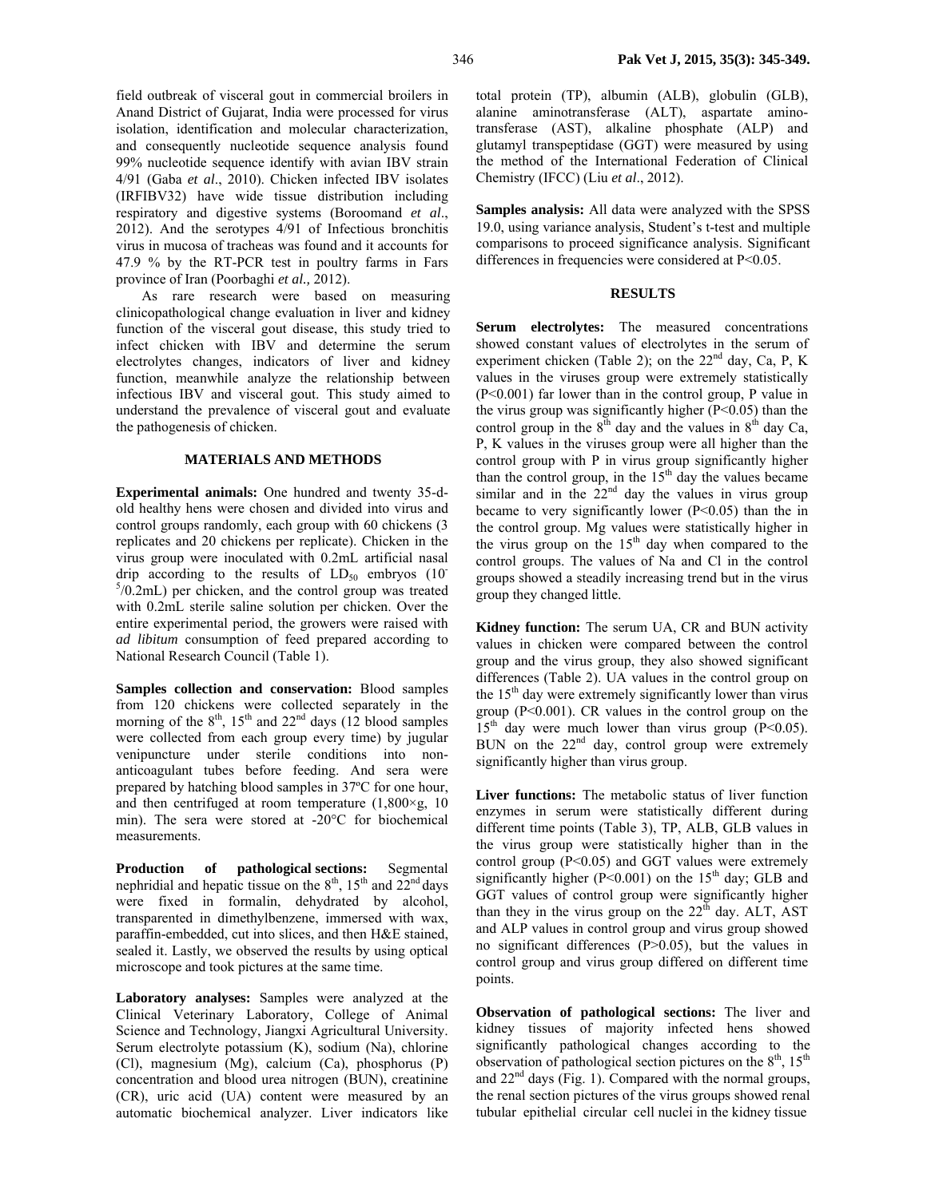field outbreak of visceral gout in commercial broilers in Anand District of Gujarat, India were processed for virus isolation, identification and molecular characterization, and consequently nucleotide sequence analysis found 99% nucleotide sequence identify with avian IBV strain 4/91 (Gaba *et al*., 2010). Chicken infected IBV isolates (IRFIBV32) have wide tissue distribution including respiratory and digestive systems (Boroomand *et al*., 2012). And the serotypes 4/91 of Infectious bronchitis virus in mucosa of tracheas was found and it accounts for 47.9 % by the RT-PCR test in poultry farms in Fars province of Iran (Poorbaghi *et al.,* 2012).

As rare research were based on measuring clinicopathological change evaluation in liver and kidney function of the visceral gout disease, this study tried to infect chicken with IBV and determine the serum electrolytes changes, indicators of liver and kidney function, meanwhile analyze the relationship between infectious IBV and visceral gout. This study aimed to understand the prevalence of visceral gout and evaluate the pathogenesis of chicken.

## MATERIALS AND METHODS

**Experimental animals:** One hundred and twenty 35-d-old healthy hens were chosen and divided into virus and control groups randomly, each group with 60 chickens (3 replicates and 20 chickens per replicate). Chicken in the virus group were inoculated with 0.2mL artificial nasal drip according to the results of $LD_{50}$ embryos ($10^{-5}$/0.2mL) per chicken, and the control group was treated with 0.2mL sterile saline solution per chicken. Over the entire experimental period, the growers were raised with *ad libitum* consumption of feed prepared according to National Research Council (Table 1).

**Samples collection and conservation:** Blood samples from 120 chickens were collected separately in the morning of the 8th, 15th and 22nd days (12 blood samples were collected from each group every time) by jugular venipuncture under sterile conditions into non-anticoagulant tubes before feeding. And sera were prepared by hatching blood samples in 37ºC for one hour, and then centrifuged at room temperature (1,800×g, 10 min). The sera were stored at -20°C for biochemical measurements.

**Production of pathological sections:** Segmental nephridial and hepatic tissue on the 8th, 15th and 22nd days were fixed in formalin, dehydrated by alcohol, transparented in dimethylbenzene, immersed with wax, paraffin-embedded, cut into slices, and then H&E stained, sealed it. Lastly, we observed the results by using optical microscope and took pictures at the same time.

**Laboratory analyses:** Samples were analyzed at the Clinical Veterinary Laboratory, College of Animal Science and Technology, Jiangxi Agricultural University. Serum electrolyte potassium (K), sodium (Na), chlorine (Cl), magnesium (Mg), calcium (Ca), phosphorus (P) concentration and blood urea nitrogen (BUN), creatinine (CR), uric acid (UA) content were measured by an automatic biochemical analyzer. Liver indicators like total protein (TP), albumin (ALB), globulin (GLB), alanine aminotransferase (ALT), aspartate amino-transferase (AST), alkaline phosphate (ALP) and glutamyl transpeptidase (GGT) were measured by using the method of the International Federation of Clinical Chemistry (IFCC) (Liu *et al*., 2012).

**Samples analysis:** All data were analyzed with the SPSS 19.0, using variance analysis, Student's t-test and multiple comparisons to proceed significance analysis. Significant differences in frequencies were considered at $P<0.05$.

## RESULTS

**Serum electrolytes:** The measured concentrations showed constant values of electrolytes in the serum of experiment chicken (Table 2); on the 22nd day, Ca, P, K values in the viruses group were extremely statistically ($P<0.001$) far lower than in the control group, P value in the virus group was significantly higher ($P<0.05$) than the control group in the 8th day and the values in 8th day Ca, P, K values in the viruses group were all higher than the control group with P in virus group significantly higher than the control group, in the 15th day the values became similar and in the 22nd day the values in virus group became to very significantly lower ($P<0.05$) than the in the control group. Mg values were statistically higher in the virus group on the 15th day when compared to the control groups. The values of Na and Cl in the control groups showed a steadily increasing trend but in the virus group they changed little.

**Kidney function:** The serum UA, CR and BUN activity values in chicken were compared between the control group and the virus group, they also showed significant differences (Table 2). UA values in the control group on the 15th day were extremely significantly lower than virus group ($P<0.001$). CR values in the control group on the 15th day were much lower than virus group ($P<0.05$). BUN on the 22nd day, control group were extremely significantly higher than virus group.

**Liver functions:** The metabolic status of liver function enzymes in serum were statistically different during different time points (Table 3), TP, ALB, GLB values in the virus group were statistically higher than in the control group ($P<0.05$) and GGT values were extremely significantly higher ($P<0.001$) on the 15th day; GLB and GGT values of control group were significantly higher than they in the virus group on the 22th day. ALT, AST and ALP values in control group and virus group showed no significant differences ($P>0.05$), but the values in control group and virus group differed on different time points.

**Observation of pathological sections:** The liver and kidney tissues of majority infected hens showed significantly pathological changes according to the observation of pathological section pictures on the 8th, 15th and 22nd days (Fig. 1). Compared with the normal groups, the renal section pictures of the virus groups showed renal tubular epithelial circular cell nuclei in the kidney tissue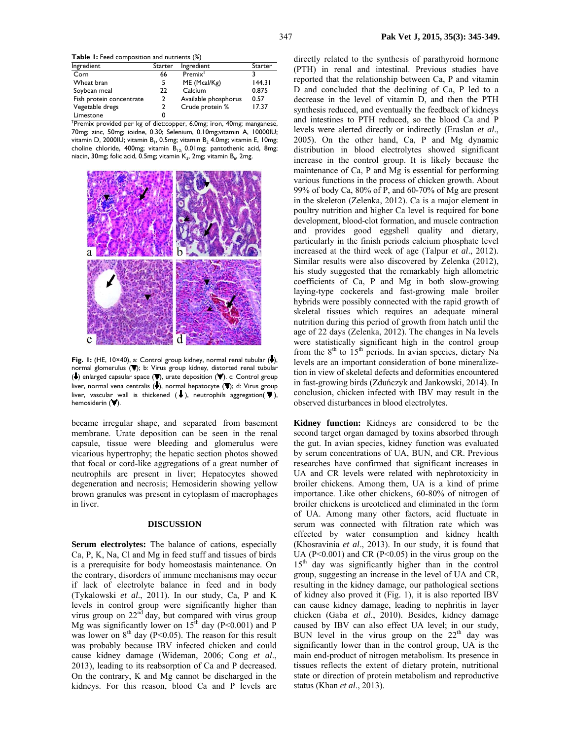**Table 1:** Feed composition and nutrients (%)

| Ingredient | Starter | Ingredient | Starter |
|---|---|---|---|
| Corn | 66 | Premix[1] | 3 |
| Wheat bran | 5 | ME (Mcal/Kg) | 144.31 |
| Soybean meal | 22 | Calcium | 0.875 |
| Fish protein concentrate | 2 | Available phosphorus | 0.57 |
| Vegetable dregs | 2 | Crude protein % | 17.37 |
| Limestone | 0 | | |

[1]Premix provided per kg of diet:copper, 6.0mg; iron, 40mg; manganese, 70mg; zinc, 50mg; ioidne, 0.30; Selenium, 0.10mg;vitamin A, 10000IU; vitamin D, 2000IU; vitamin $B_1$, 0.5mg; vitamin $B_2$ 4.0mg; vitamin E, 10mg; choline chloride, 400mg; vitamin $B_{12}$ 0.01mg; pantothenic acid, 8mg; niacin, 30mg; folic acid, 0.5mg; vitamin $K_3$, 2mg; vitamin $B_6$, 2mg.

**Fig. 1:** (HE, 10×40), a: Control group kidney, normal renal tubular (⬇), normal glomerulus (▼); b: Virus group kidney, distorted renal tubular (⬇) enlarged capsular space (▼), urate deposition (▼). c: Control group liver, normal vena centralis (⬇), normal hepatocyte (▼); d: Virus group liver, vascular wall is thickened (⬇), neutrophils aggregation(▼), hemosiderin (▼).

became irregular shape, and separated from basement membrane. Urate deposition can be seen in the renal capsule, tissue were bleeding and glomerulus were vicarious hypertrophy; the hepatic section photos showed that focal or cord-like aggregations of a great number of neutrophils are present in liver; Hepatocytes showed degeneration and necrosis; Hemosiderin showing yellow brown granules was present in cytoplasm of macrophages in liver.

## DISCUSSION

**Serum electrolytes:** The balance of cations, especially Ca, P, K, Na, Cl and Mg in feed stuff and tissues of birds is a prerequisite for body homeostasis maintenance. On the contrary, disorders of immune mechanisms may occur if lack of electrolyte balance in feed and in body (Tykalowski *et al*., 2011). In our study, Ca, P and K levels in control group were significantly higher than virus group on 22[nd] day, but compared with virus group Mg was significantly lower on 15[th] day ($P<0.001$) and P was lower on 8[th] day ($P<0.05$). The reason for this result was probably because IBV infected chicken and could cause kidney damage (Wideman, 2006; Cong *et al*., 2013), leading to its reabsorption of Ca and P decreased. On the contrary, K and Mg cannot be discharged in the kidneys. For this reason, blood Ca and P levels are directly related to the synthesis of parathyroid hormone (PTH) in renal and intestinal. Previous studies have reported that the relationship between Ca, P and vitamin D and concluded that the declining of Ca, P led to a decrease in the level of vitamin D, and then the PTH synthesis reduced, and eventually the feedback of kidneys and intestines to PTH reduced, so the blood Ca and P levels were alerted directly or indirectly (Eraslan *et al*., 2005). On the other hand, Ca, P and Mg dynamic distribution in blood electrolytes showed significant increase in the control group. It is likely because the maintenance of Ca, P and Mg is essential for chicken growth for performing various functions in the process of chicken growth. About 99% of body Ca, 80% of P, and 60-70% of Mg are present in the skeleton (Zelenka, 2012). Ca is a major element in poultry nutrition and higher Ca level is required for bone development, blood-clot formation, and muscle contraction and provides good eggshell quality and dietary, particularly in the finish periods calcium phosphate level increased at the third week of age (Talpur *et al*., 2012). Similar results were also discovered by Zelenka (2012), his study suggested that the remarkably high allometric coefficients of Ca, P and Mg in both slow-growing laying-type cockerels and fast-growing male broiler hybrids were possibly connected with the rapid growth of skeletal tissues which requires an adequate mineral nutrition during this period of growth from hatch until the age of 22 days (Zelenka, 2012). The changes in Na levels were statistically significant high in the control group from the 8[th] to 15[th] periods. In avian species, dietary Na levels are an important consideration of bone mineralization in view of skeletal defects and deformities encountered in fast-growing birds (Zduńczyk and Jankowski, 2014). In conclusion, chicken infected with IBV may result in the observed disturbances in blood electrolytes.

**Kidney function:** Kidneys are considered to be the second target organ damaged by toxins absorbed through the gut. In avian species, kidney function was evaluated by serum concentrations of UA, BUN, and CR. Previous researches have confirmed that significant increases in UA and CR levels were related with nephrotoxicity in broiler chickens. Among them, UA is a kind of prime importance. Like other chickens, 60-80% of nitrogen of broiler chickens is ureoteliced and eliminated in the form of UA. Among many other factors, acid fluctuate in serum was connected with filtration rate which was effected by water consumption and kidney health (Khosravinia *et al*., 2013). In our study, it is found that UA ($P<0.001$) and CR ($P<0.05$) in the virus group on the 15[th] day was significantly higher than in the control group, suggesting an increase in the level of UA and CR, resulting in the kidney damage, our pathological sections of kidney also proved it (Fig. 1), it is also reported IBV can cause kidney damage, leading to nephritis in layer chicken (Gaba *et al*., 2010). Besides, kidney damage caused by IBV can also effect UA level; in our study, BUN level in the virus group on the 22[th] day was significantly lower than in the control group, UA is the main end-product of nitrogen metabolism. Its presence in tissues reflects the extent of dietary protein, nutritional state or direction of protein metabolism and reproductive status (Khan *et al*., 2013).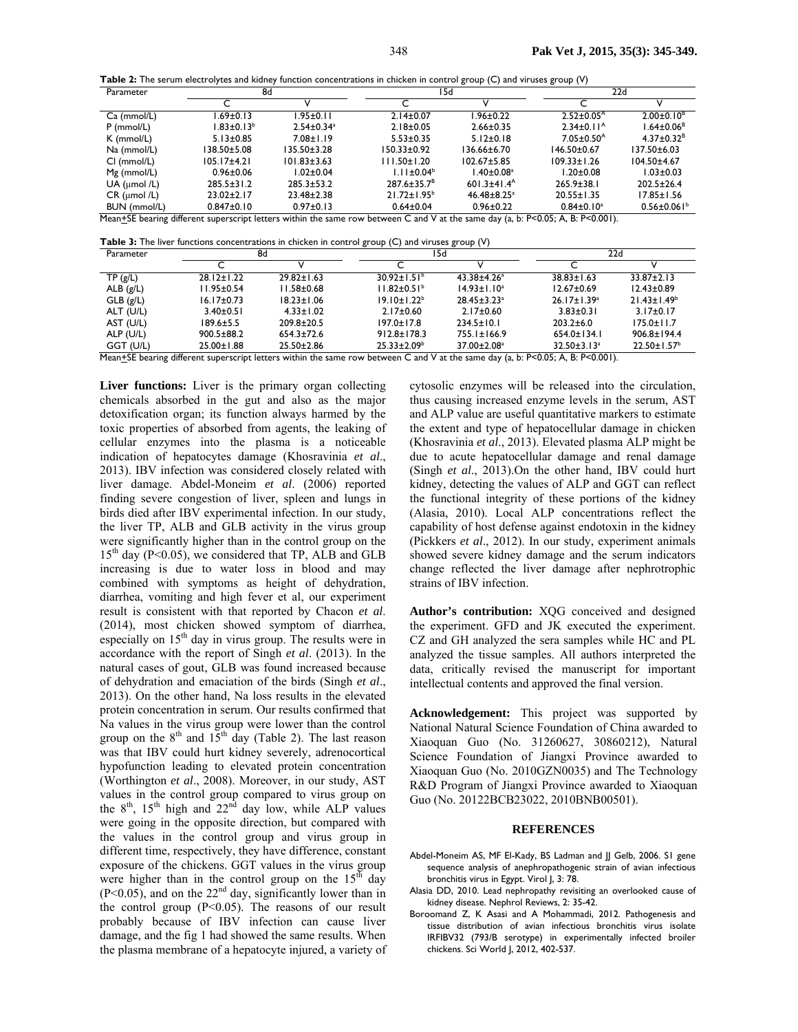**Table 2:** The serum electrolytes and kidney function concentrations in chicken in control group (C) and viruses group (V)

| Parameter | 8d | | 15d | | 22d | |
|---|---|---|---|---|---|---|
| | C | V | C | V | C | V |
| Ca (mmol/L) | 1.69±0.13 | 1.95±0.11 | 2.14±0.07 | 1.96±0.22 | 2.52±0.05$^{A}$ | 2.00±0.10$^{B}$ |
| P (mmol/L) | 1.83±0.13$^{b}$ | 2.54±0.34$^{a}$ | 2.18±0.05 | 2.66±0.35 | 2.34±0.11$^{A}$ | 1.64±0.06$^{B}$ |
| K (mmol/L) | 5.13±0.85 | 7.08±1.19 | 5.53±0.35 | 5.12±0.18 | 7.05±0.50$^{A}$ | 4.37±0.32$^{B}$ |
| Na (mmol/L) | 138.50±5.08 | 135.50±3.28 | 150.33±0.92 | 136.66±6.70 | 146.50±0.67 | 137.50±6.03 |
| Cl (mmol/L) | 105.17±4.21 | 101.83±3.63 | 111.50±1.20 | 102.67±5.85 | 109.33±1.26 | 104.50±4.67 |
| Mg (mmol/L) | 0.96±0.06 | 1.02±0.04 | 1.11±0.04$^{b}$ | 1.40±0.08$^{a}$ | 1.20±0.08 | 1.03±0.03 |
| UA (μmol /L) | 285.5±31.2 | 285.3±53.2 | 287.6±35.7$^{B}$ | 601.3±41.4$^{A}$ | 265.9±38.1 | 202.5±26.4 |
| CR (μmol /L) | 23.02±2.17 | 23.48±2.38 | 21.72±1.95$^{b}$ | 46.48±8.25$^{a}$ | 20.55±1.35 | 17.85±1.56 |
| BUN (mmol/L) | 0.847±0.10 | 0.97±0.13 | 0.64±0.04 | 0.96±0.22 | 0.84±0.10$^{a}$ | 0.56±0.061$^{b}$ |

Mean±SE bearing different superscript letters within the same row between C and V at the same day (a, b: P<0.05; A, B: P<0.001).

**Table 3:** The liver functions concentrations in chicken in control group (C) and viruses group (V)

| Parameter | 8d | | 15d | | 22d | |
|---|---|---|---|---|---|---|
| | C | V | C | V | C | V |
| TP (g/L) | 28.12±1.22 | 29.82±1.63 | 30.92±1.51$^{b}$ | 43.38±4.26$^{a}$ | 38.83±1.63 | 33.87±2.13 |
| ALB (g/L) | 11.95±0.54 | 11.58±0.68 | 11.82±0.51$^{b}$ | 14.93±1.10$^{a}$ | 12.67±0.69 | 12.43±0.89 |
| GLB (g/L) | 16.17±0.73 | 18.23±1.06 | 19.10±1.22$^{b}$ | 28.45±3.23$^{a}$ | 26.17±1.39$^{a}$ | 21.43±1.49$^{b}$ |
| ALT (U/L) | 3.40±0.51 | 4.33±1.02 | 2.17±0.60 | 2.17±0.60 | 3.83±0.31 | 3.17±0.17 |
| AST (U/L) | 189.6±5.5 | 209.8±20.5 | 197.0±17.8 | 234.5±10.1 | 203.2±6.0 | 175.0±11.7 |
| ALP (U/L) | 900.5±88.2 | 654.3±72.6 | 912.8±178.3 | 755.1±166.9 | 654.0±134.1 | 906.8±194.4 |
| GGT (U/L) | 25.00±1.88 | 25.50±2.86 | 25.33±2.09$^{b}$ | 37.00±2.08$^{a}$ | 32.50±3.13$^{a}$ | 22.50±1.57$^{b}$ |

Mean±SE bearing different superscript letters within the same row between C and V at the same day (a, b: P<0.05; A, B: P<0.001).

**Liver functions:** Liver is the primary organ collecting chemicals absorbed in the gut and also as the major detoxification organ; its function always harmed by the toxic properties of absorbed from agents, the leaking of cellular enzymes into the plasma is a noticeable indication of hepatocytes damage (Khosravinia *et al*., 2013). IBV infection was considered closely related with liver damage. Abdel-Moneim *et al*. (2006) reported finding severe congestion of liver, spleen and lungs in birds died after IBV experimental infection. In our study, the liver TP, ALB and GLB activity in the virus group were significantly higher than in the control group on the 15$^{th}$ day (P<0.05), we considered that TP, ALB and GLB increasing is due to water loss in blood and may combined with symptoms as height of dehydration, diarrhea, vomiting and high fever et al, our experiment result is consistent with that reported by Chacon *et al*. (2014), most chicken showed symptom of diarrhea, especially on 15$^{th}$ day in virus group. The results were in accordance with the report of Singh *et al*. (2013). In the natural cases of gout, GLB was found increased because of dehydration and emaciation of the birds (Singh *et al*., 2013). On the other hand, Na loss results in the elevated protein concentration in serum. Our results confirmed that Na values in the virus group were lower than the control group on the 8$^{th}$ and 15$^{th}$ day (Table 2). The last reason was that IBV could hurt kidney severely, adrenocortical hypofunction leading to elevated protein concentration (Worthington *et al*., 2008). Moreover, in our study, AST values in the control group compared to virus group on the 8$^{th}$, 15$^{th}$ high and 22$^{nd}$ day low, while ALP values were going in the opposite direction, but compared with the values in the control group and virus group in different time, respectively, they have difference, constant exposure of the chickens. GGT values in the virus group were higher than in the control group on the 15$^{th}$ day (P<0.05), and on the 22$^{nd}$ day, significantly lower than in the control group (P<0.05). The reasons of our result probably because of IBV infection can cause liver damage, and the fig 1 had showed the same results. When the plasma membrane of a hepatocyte injured, a variety of cytosolic enzymes will be released into the circulation, thus causing increased enzyme levels in the serum, AST and ALP value are useful quantitative markers to estimate the extent and type of hepatocellular damage in chicken (Khosravinia *et al*., 2013). Elevated plasma ALP might be due to acute hepatocellular damage and renal damage (Singh *et al*., 2013).On the other hand, IBV could hurt kidney, detecting the values of ALP and GGT can reflect the functional integrity of these portions of the kidney (Alasia, 2010). Local ALP concentrations reflect the capability of host defense against endotoxin in the kidney (Pickkers *et al*., 2012). In our study, experiment animals showed severe kidney damage and the serum indicators change reflected the liver damage after nephrotrophic strains of IBV infection.

**Author's contribution:** XQG conceived and designed the experiment. GFD and JK executed the experiment. CZ and GH analyzed the sera samples while HC and PL analyzed the tissue samples. All authors interpreted the data, critically revised the manuscript for important intellectual contents and approved the final version.

**Acknowledgement:** This project was supported by National Natural Science Foundation of China awarded to Xiaoquan Guo (No. 31260627, 30860212), Natural Science Foundation of Jiangxi Province awarded to Xiaoquan Guo (No. 2010GZN0035) and The Technology R&D Program of Jiangxi Province awarded to Xiaoquan Guo (No. 20122BCB23022, 2010BNB00501).

## REFERENCES

Abdel-Moneim AS, MF El-Kady, BS Ladman and JJ Gelb, 2006. S1 gene sequence analysis of anephropathogenic strain of avian infectious bronchitis virus in Egypt. Virol J, 3: 78.

Alasia DD, 2010. Lead nephropathy revisiting an overlooked cause of kidney disease. Nephrol Reviews, 2: 35-42.

Boroomand Z, K Asasi and A Mohammadi, 2012. Pathogenesis and tissue distribution of avian infectious bronchitis virus isolate IRFIBV32 (793/B serotype) in experimentally infected broiler chickens. Sci World J, 2012, 402-537.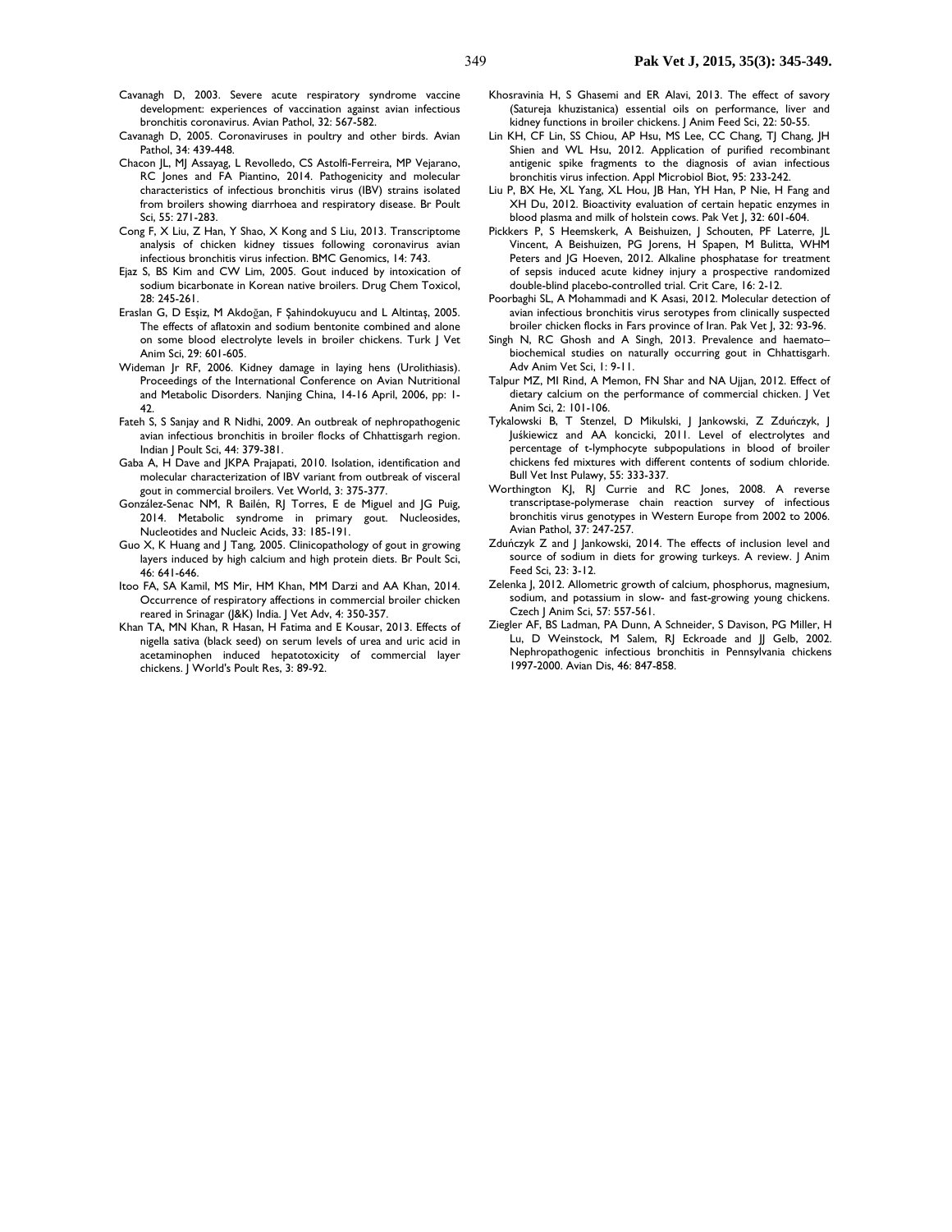Cavanagh D, 2003. Severe acute respiratory syndrome vaccine development: experiences of vaccination against avian infectious bronchitis coronavirus. Avian Pathol, 32: 567-582.

Cavanagh D, 2005. Coronaviruses in poultry and other birds. Avian Pathol, 34: 439-448.

Chacon JL, MJ Assayag, L Revolledo, CS Astolfi-Ferreira, MP Vejarano, RC Jones and FA Piantino, 2014. Pathogenicity and molecular characteristics of infectious bronchitis virus (IBV) strains isolated from broilers showing diarrhoea and respiratory disease. Br Poult Sci, 55: 271-283.

Cong F, X Liu, Z Han, Y Shao, X Kong and S Liu, 2013. Transcriptome analysis of chicken kidney tissues following coronavirus avian infectious bronchitis virus infection. BMC Genomics, 14: 743.

Ejaz S, BS Kim and CW Lim, 2005. Gout induced by intoxication of sodium bicarbonate in Korean native broilers. Drug Chem Toxicol, 28: 245-261.

Eraslan G, D Essiz, M Akdoğan, F Şahindokuyucu and L Altintaş, 2005. The effects of aflatoxin and sodium bentonite combined and alone on some blood electrolyte levels in broiler chickens. Turk J Vet Anim Sci, 29: 601-605.

Wideman Jr RF, 2006. Kidney damage in laying hens (Urolithiasis). Proceedings of the International Conference on Avian Nutritional and Metabolic Disorders. Nanjing China, 14-16 April, 2006, pp: 1-42.

Fateh S, S Sanjay and R Nidhi, 2009. An outbreak of nephropathogenic avian infectious bronchitis in broiler flocks of Chhattisgarh region. Indian J Poult Sci, 44: 379-381.

Gaba A, H Dave and JKPA Prajapati, 2010. Isolation, identification and molecular characterization of IBV variant from outbreak of visceral gout in commercial broilers. Vet World, 3: 375-377.

González-Senac NM, R Bailén, RJ Torres, E de Miguel and JG Puig, 2014. Metabolic syndrome in primary gout. Nucleosides, Nucleotides and Nucleic Acids, 33: 185-191.

Guo X, K Huang and J Tang, 2005. Clinicopathology of gout in growing layers induced by high calcium and high protein diets. Br Poult Sci, 46: 641-646.

Itoo FA, SA Kamil, MS Mir, HM Khan, MM Darzi and AA Khan, 2014. Occurrence of respiratory affections in commercial broiler chicken reared in Srinagar (J&K) India. J Vet Adv, 4: 350-357.

Khan TA, MN Khan, R Hasan, H Fatima and E Kousar, 2013. Effects of nigella sativa (black seed) on serum levels of urea and uric acid in acetaminophen induced hepatotoxicity of commercial layer chickens. J World's Poult Res, 3: 89-92.

Khosravinia H, S Ghasemi and ER Alavi, 2013. The effect of savory (Satureja khuzistanica) essential oils on performance, liver and kidney functions in broiler chickens. J Anim Feed Sci, 22: 50-55.

Lin KH, CF Lin, SS Chiou, AP Hsu, MS Lee, CC Chang, TJ Chang, JH Shien and WL Hsu, 2012. Application of purified recombinant antigenic spike fragments to the diagnosis of avian infectious bronchitis virus infection. Appl Microbiol Biot, 95: 233-242.

Liu P, BX He, XL Yang, XL Hou, JB Han, YH Han, P Nie, H Fang and XH Du, 2012. Bioactivity evaluation of certain hepatic enzymes in blood plasma and milk of holstein cows. Pak Vet J, 32: 601-604.

Pickkers P, S Heemskerk, A Beishuizen, J Schouten, PF Laterre, JL Vincent, A Beishuizen, PG Jorens, H Spapen, M Bulitta, WHM Peters and JG Hoeven, 2012. Alkaline phosphatase for treatment of sepsis induced acute kidney injury a prospective randomized double-blind placebo-controlled trial. Crit Care, 16: 2-12.

Poorbaghi SL, A Mohammadi and K Asasi, 2012. Molecular detection of avian infectious bronchitis virus serotypes from clinically suspected broiler chicken flocks in Fars province of Iran. Pak Vet J, 32: 93-96.

Singh N, RC Ghosh and A Singh, 2013. Prevalence and haemato–biochemical studies on naturally occurring gout in Chhattisgarh. Adv Anim Vet Sci, 1: 9-11.

Talpur MZ, MI Rind, A Memon, FN Shar and NA Ujjan, 2012. Effect of dietary calcium on the performance of commercial chicken. J Vet Anim Sci, 2: 101-106.

Tykalowski B, T Stenzel, D Mikulski, J Jankowski, Z Zduńczyk, J Juśkiewicz and AA koncicki, 2011. Level of electrolytes and percentage of t-lymphocyte subpopulations in blood of broiler chickens fed mixtures with different contents of sodium chloride. Bull Vet Inst Pulawy, 55: 333-337.

Worthington KJ, RJ Currie and RC Jones, 2008. A reverse transcriptase-polymerase chain reaction survey of infectious bronchitis virus genotypes in Western Europe from 2002 to 2006. Avian Pathol, 37: 247-257.

Zduńczyk Z and J Jankowski, 2014. The effects of inclusion level and source of sodium in diets for growing turkeys. A review. J Anim Feed Sci, 23: 3-12.

Zelenka J, 2012. Allometric growth of calcium, phosphorus, magnesium, sodium, and potassium in slow- and fast-growing young chickens. Czech J Anim Sci, 57: 557-561.

Ziegler AF, BS Ladman, PA Dunn, A Schneider, S Davison, PG Miller, H Lu, D Weinstock, M Salem, RJ Eckroade and JJ Gelb, 2002. Nephropathogenic infectious bronchitis in Pennsylvania chickens 1997-2000. Avian Dis, 46: 847-858.